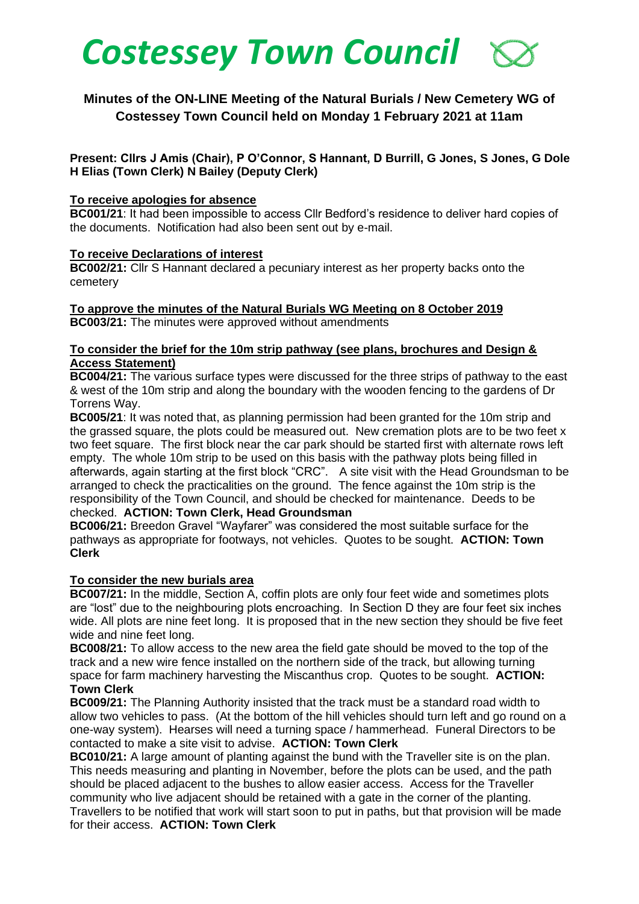# Costessey Town Council

## Minutes of the ON-LINE Meeting of the Natural Burials / New Cemetery WG of Costessey Town Council held on Monday 1 February 2021 at 11am

**Present: Cllrs J Amis (Chair), P O'Connor, S Hannant, D Burrill, G Jones, S Jones, G Dole H Elias (Town Clerk) N Bailey (Deputy Clerk)**

**To receive apologies for absence**

**BC001/21**: It had been impossible to access Cllr Bedford's residence to deliver hard copies of the documents. Notification had also been sent out by e-mail.

**To receive Declarations of interest**

**BC002/21:** Cllr S Hannant declared a pecuniary interest as her property backs onto the cemetery

**To approve the minutes of the Natural Burials WG Meeting on 8 October 2019**

**BC003/21:** The minutes were approved without amendments

**To consider the brief for the 10m strip pathway (see plans, brochures and Design & Access Statement)**

**BC004/21:** The various surface types were discussed for the three strips of pathway to the east & west of the 10m strip and along the boundary with the wooden fencing to the gardens of Dr Torrens Way.

**BC005/21**: It was noted that, as planning permission had been granted for the 10m strip and the grassed square, the plots could be measured out. New cremation plots are to be two feet x two feet square. The first block near the car park should be started first with alternate rows left empty. The whole 10m strip to be used on this basis with the pathway plots being filled in afterwards, again starting at the first block "CRC". A site visit with the Head Groundsman to be arranged to check the practicalities on the ground. The fence against the 10m strip is the responsibility of the Town Council, and should be checked for maintenance. Deeds to be checked. **ACTION: Town Clerk, Head Groundsman**

**BC006/21:** Breedon Gravel "Wayfarer" was considered the most suitable surface for the pathways as appropriate for footways, not vehicles. Quotes to be sought. **ACTION: Town Clerk**

**To consider the new burials area**

**BC007/21:** In the middle, Section A, coffin plots are only four feet wide and sometimes plots are "lost" due to the neighbouring plots encroaching. In Section D they are four feet six inches wide. All plots are nine feet long. It is proposed that in the new section they should be five feet wide and nine feet long.

**BC008/21:** To allow access to the new area the field gate should be moved to the top of the track and a new wire fence installed on the northern side of the track, but allowing turning space for farm machinery harvesting the Miscanthus crop. Quotes to be sought. **ACTION: Town Clerk**

**BC009/21:** The Planning Authority insisted that the track must be a standard road width to allow two vehicles to pass. (At the bottom of the hill vehicles should turn left and go round on a one-way system). Hearses will need a turning space / hammerhead. Funeral Directors to be contacted to make a site visit to advise. **ACTION: Town Clerk**

**BC010/21:** A large amount of planting against the bund with the Traveller site is on the plan. This needs measuring and planting in November, before the plots can be used, and the path should be placed adjacent to the bushes to allow easier access. Access for the Traveller community who live adjacent should be retained with a gate in the corner of the planting. Travellers to be notified that work will start soon to put in paths, but that provision will be made for their access. **ACTION: Town Clerk**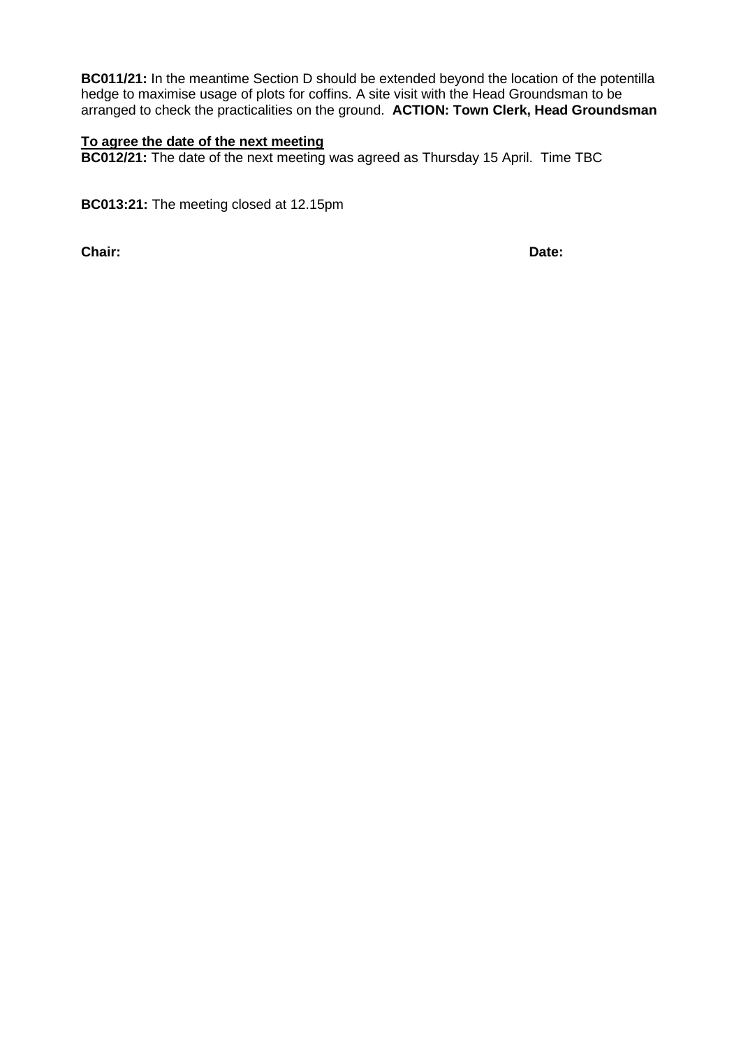**BC011/21:** In the meantime Section D should be extended beyond the location of the potentilla hedge to maximise usage of plots for coffins. A site visit with the Head Groundsman to be arranged to check the practicalities on the ground. **ACTION: Town Clerk, Head Groundsman**

**To agree the date of the next meeting**

**BC012/21:** The date of the next meeting was agreed as Thursday 15 April. Time TBC

**BC013:21:** The meeting closed at 12.15pm

**Chair:** **Date:**